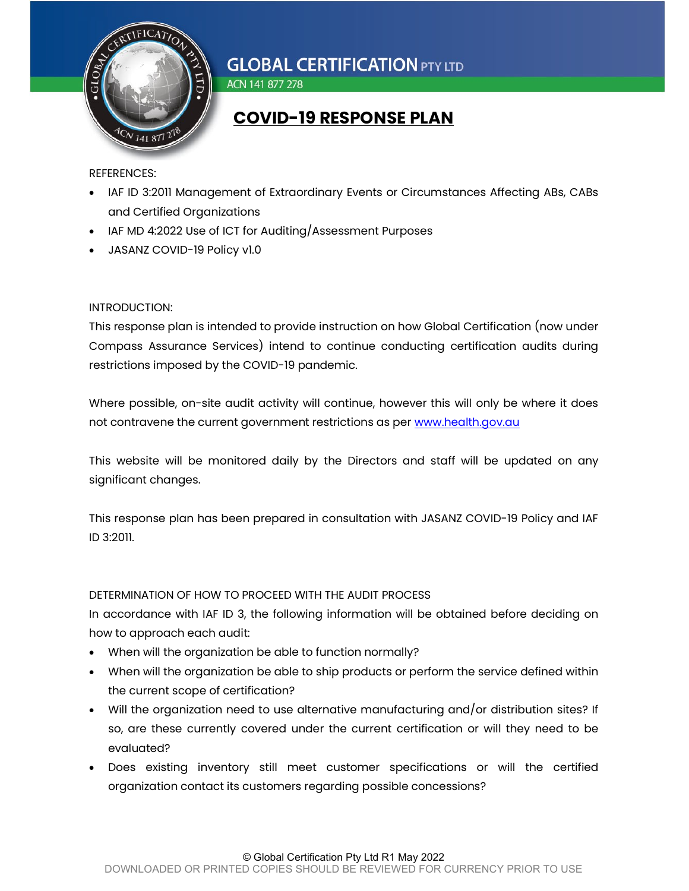# GLOBAL CERTIFICATION PTY LTD

ACN 141 877 278

## COVID-19 RESPONSE PLAN

REFERENCES:

- IAF ID 3:2011 Management of Extraordinary Events or Circumstances Affecting ABs, CABs and Certified Organizations
- IAF MD 4:2022 Use of ICT for Auditing/Assessment Purposes
- JASANZ COVID-19 Policy v1.0

INTRODUCTION:

This response plan is intended to provide instruction on how Global Certification (now under Compass Assurance Services) intend to continue conducting certification audits during restrictions imposed by the COVID-19 pandemic.

Where possible, on-site audit activity will continue, however this will only be where it does not contravene the current government restrictions as per [www.health.gov.au](http://www.health.gov.au)

This website will be monitored daily by the Directors and staff will be updated on any significant changes.

This response plan has been prepared in consultation with JASANZ COVID-19 Policy and IAF ID 3:2011.

DETERMINATION OF HOW TO PROCEED WITH THE AUDIT PROCESS

In accordance with IAF ID 3, the following information will be obtained before deciding on how to approach each audit:

- When will the organization be able to function normally?
- When will the organization be able to ship products or perform the service defined within the current scope of certification?
- Will the organization need to use alternative manufacturing and/or distribution sites? If so, are these currently covered under the current certification or will they need to be evaluated?
- Does existing inventory still meet customer specifications or will the certified organization contact its customers regarding possible concessions?

© Global Certification Pty Ltd R1 May 2022

DOWNLOADED OR PRINTED COPIES SHOULD BE REVIEWED FOR CURRENCY PRIOR TO USE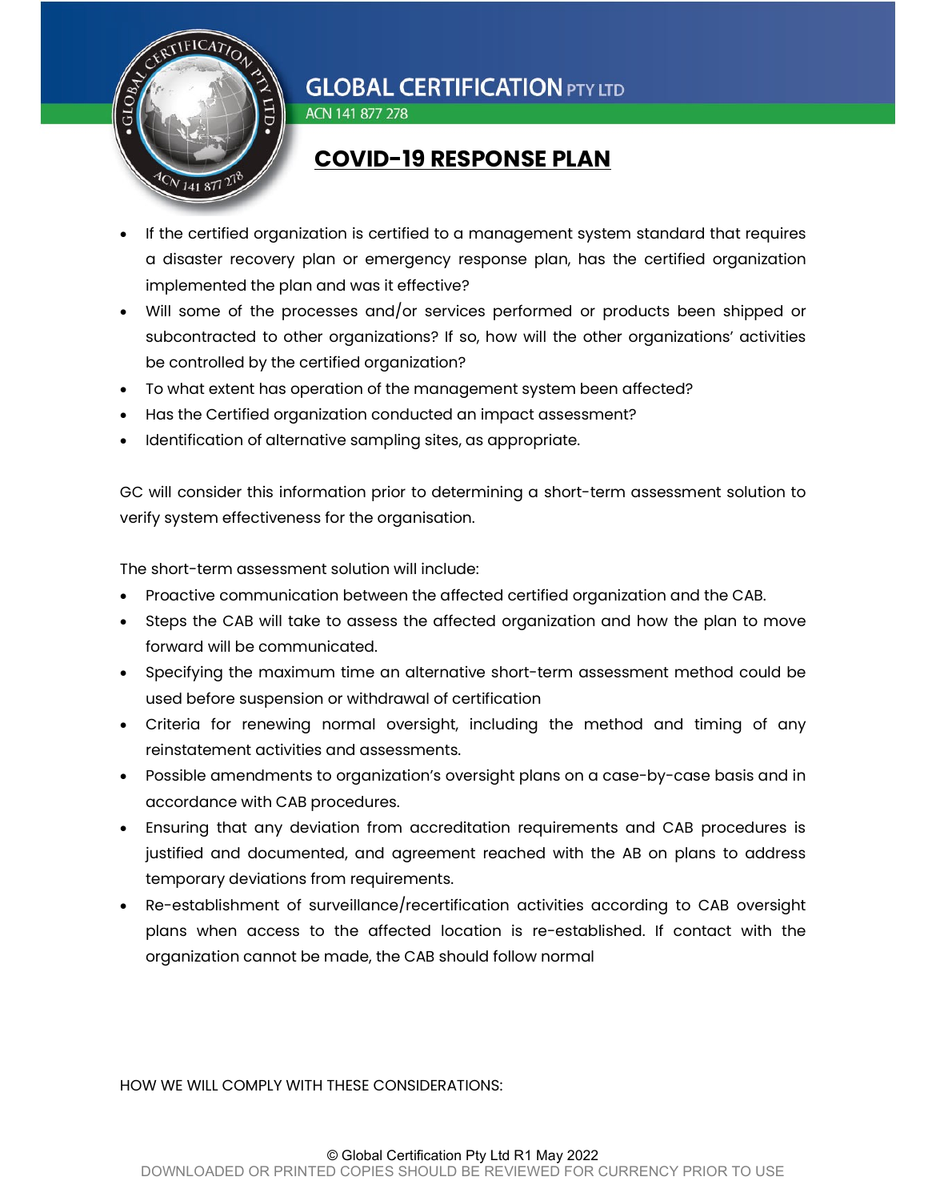## COVID-19 RESPONSE PLAN

- If the certified organization is certified to a management system standard that requires a disaster recovery plan or emergency response plan, has the certified organization implemented the plan and was it effective?
- Will some of the processes and/or services performed or products been shipped or subcontracted to other organizations? If so, how will the other organizations' activities be controlled by the certified organization?
- To what extent has operation of the management system been affected?
- Has the Certified organization conducted an impact assessment?
- Identification of alternative sampling sites, as appropriate.

GC will consider this information prior to determining a short-term assessment solution to verify system effectiveness for the organisation.

The short-term assessment solution will include:

- Proactive communication between the affected certified organization and the CAB.
- Steps the CAB will take to assess the affected organization and how the plan to move forward will be communicated.
- Specifying the maximum time an alternative short-term assessment method could be used before suspension or withdrawal of certification
- Criteria for renewing normal oversight, including the method and timing of any reinstatement activities and assessments.
- Possible amendments to organization's oversight plans on a case-by-case basis and in accordance with CAB procedures.
- Ensuring that any deviation from accreditation requirements and CAB procedures is justified and documented, and agreement reached with the AB on plans to address temporary deviations from requirements.
- Re-establishment of surveillance/recertification activities according to CAB oversight plans when access to the affected location is re-established. If contact with the organization cannot be made, the CAB should follow normal

HOW WE WILL COMPLY WITH THESE CONSIDERATIONS: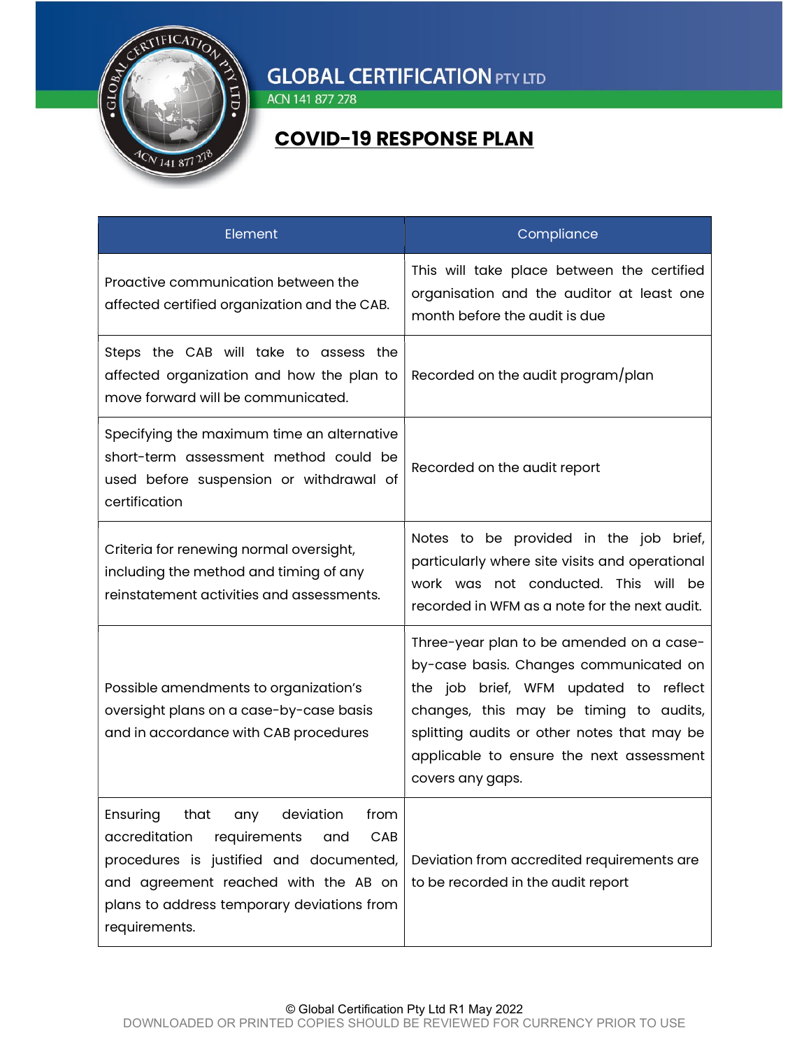# COVID-19 RESPONSE PLAN

| Element | Compliance |
| --- | --- |
| Proactive communication between the affected certified organization and the CAB. | This will take place between the certified organisation and the auditor at least one month before the audit is due |
| Steps the CAB will take to assess the affected organization and how the plan to move forward will be communicated. | Recorded on the audit program/plan |
| Specifying the maximum time an alternative short-term assessment method could be used before suspension or withdrawal of certification | Recorded on the audit report |
| Criteria for renewing normal oversight, including the method and timing of any reinstatement activities and assessments. | Notes to be provided in the job brief, particularly where site visits and operational work was not conducted. This will be recorded in WFM as a note for the next audit. |
| Possible amendments to organization's oversight plans on a case-by-case basis and in accordance with CAB procedures | Three-year plan to be amended on a case-by-case basis. Changes communicated on the job brief, WFM updated to reflect changes, this may be timing to audits, splitting audits or other notes that may be applicable to ensure the next assessment covers any gaps. |
| Ensuring that any deviation from accreditation requirements and CAB procedures is justified and documented, and agreement reached with the AB on plans to address temporary deviations from requirements. | Deviation from accredited requirements are to be recorded in the audit report |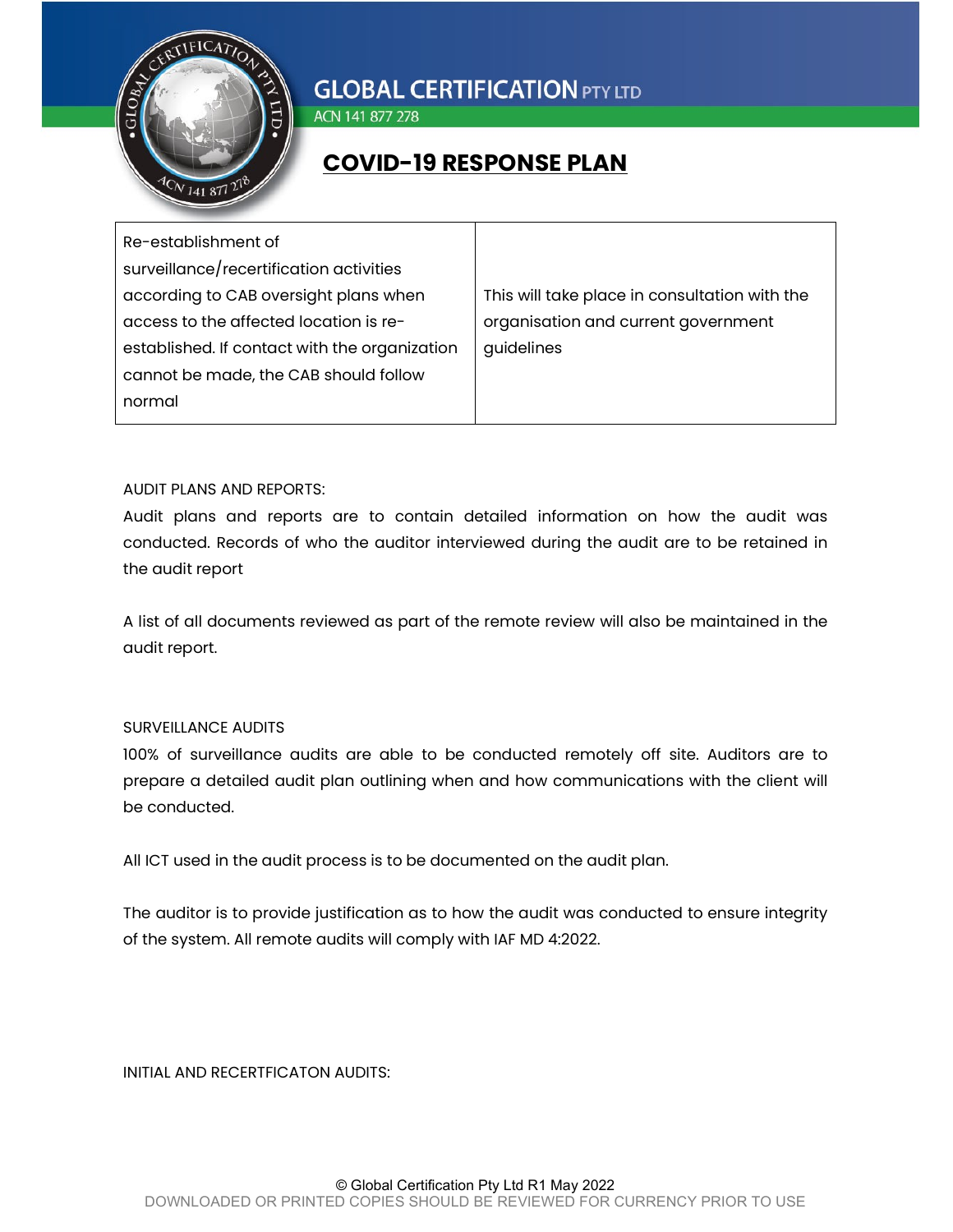| Re-establishment of surveillance/recertification activities according to CAB oversight plans when access to the affected location is re-established. If contact with the organization cannot be made, the CAB should follow normal | This will take place in consultation with the organisation and current government guidelines |
|---|---|

AUDIT PLANS AND REPORTS:

Audit plans and reports are to contain detailed information on how the audit was conducted. Records of who the auditor interviewed during the audit are to be retained in the audit report

A list of all documents reviewed as part of the remote review will also be maintained in the audit report.

SURVEILLANCE AUDITS

100% of surveillance audits are able to be conducted remotely off site. Auditors are to prepare a detailed audit plan outlining when and how communications with the client will be conducted.

All ICT used in the audit process is to be documented on the audit plan.

The auditor is to provide justification as to how the audit was conducted to ensure integrity of the system. All remote audits will comply with IAF MD 4:2022.

INITIAL AND RECERTFICATON AUDITS: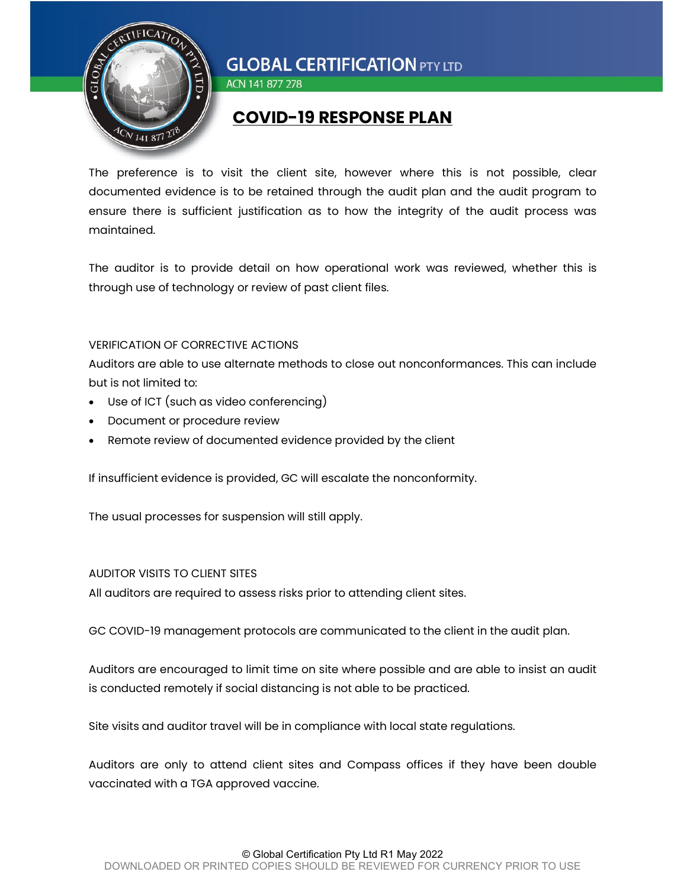# COVID-19 RESPONSE PLAN

The preference is to visit the client site, however where this is not possible, clear documented evidence is to be retained through the audit plan and the audit program to ensure there is sufficient justification as to how the integrity of the audit process was maintained.

The auditor is to provide detail on how operational work was reviewed, whether this is through use of technology or review of past client files.

VERIFICATION OF CORRECTIVE ACTIONS

Auditors are able to use alternate methods to close out nonconformances. This can include but is not limited to:

- Use of ICT (such as video conferencing)
- Document or procedure review
- Remote review of documented evidence provided by the client

If insufficient evidence is provided, GC will escalate the nonconformity.

The usual processes for suspension will still apply.

AUDITOR VISITS TO CLIENT SITES

All auditors are required to assess risks prior to attending client sites.

GC COVID-19 management protocols are communicated to the client in the audit plan.

Auditors are encouraged to limit time on site where possible and are able to insist an audit is conducted remotely if social distancing is not able to be practiced.

Site visits and auditor travel will be in compliance with local state regulations.

Auditors are only to attend client sites and Compass offices if they have been double vaccinated with a TGA approved vaccine.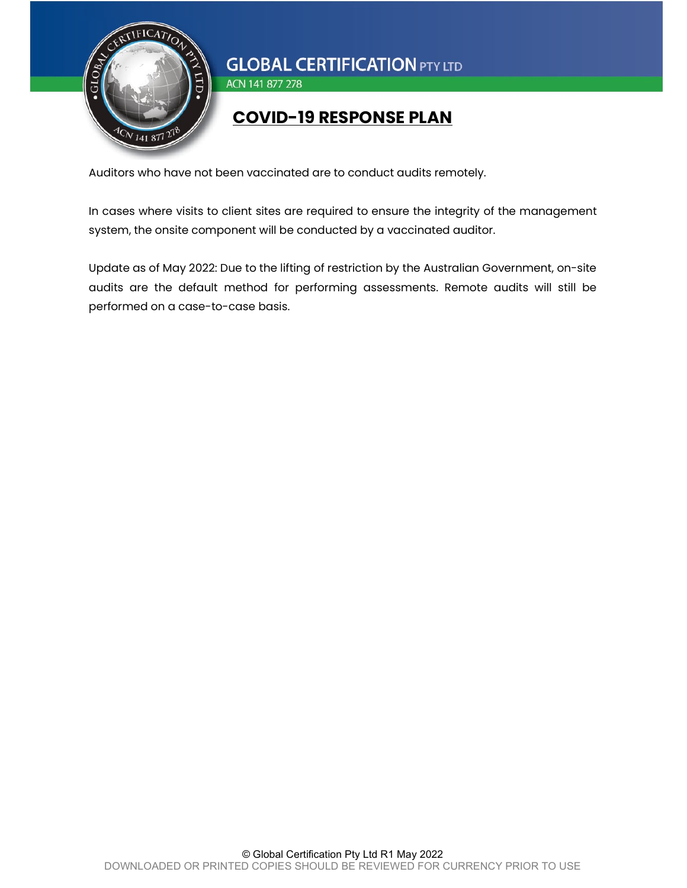# COVID-19 RESPONSE PLAN

Auditors who have not been vaccinated are to conduct audits remotely.

In cases where visits to client sites are required to ensure the integrity of the management system, the onsite component will be conducted by a vaccinated auditor.

Update as of May 2022: Due to the lifting of restriction by the Australian Government, on-site audits are the default method for performing assessments. Remote audits will still be performed on a case-to-case basis.